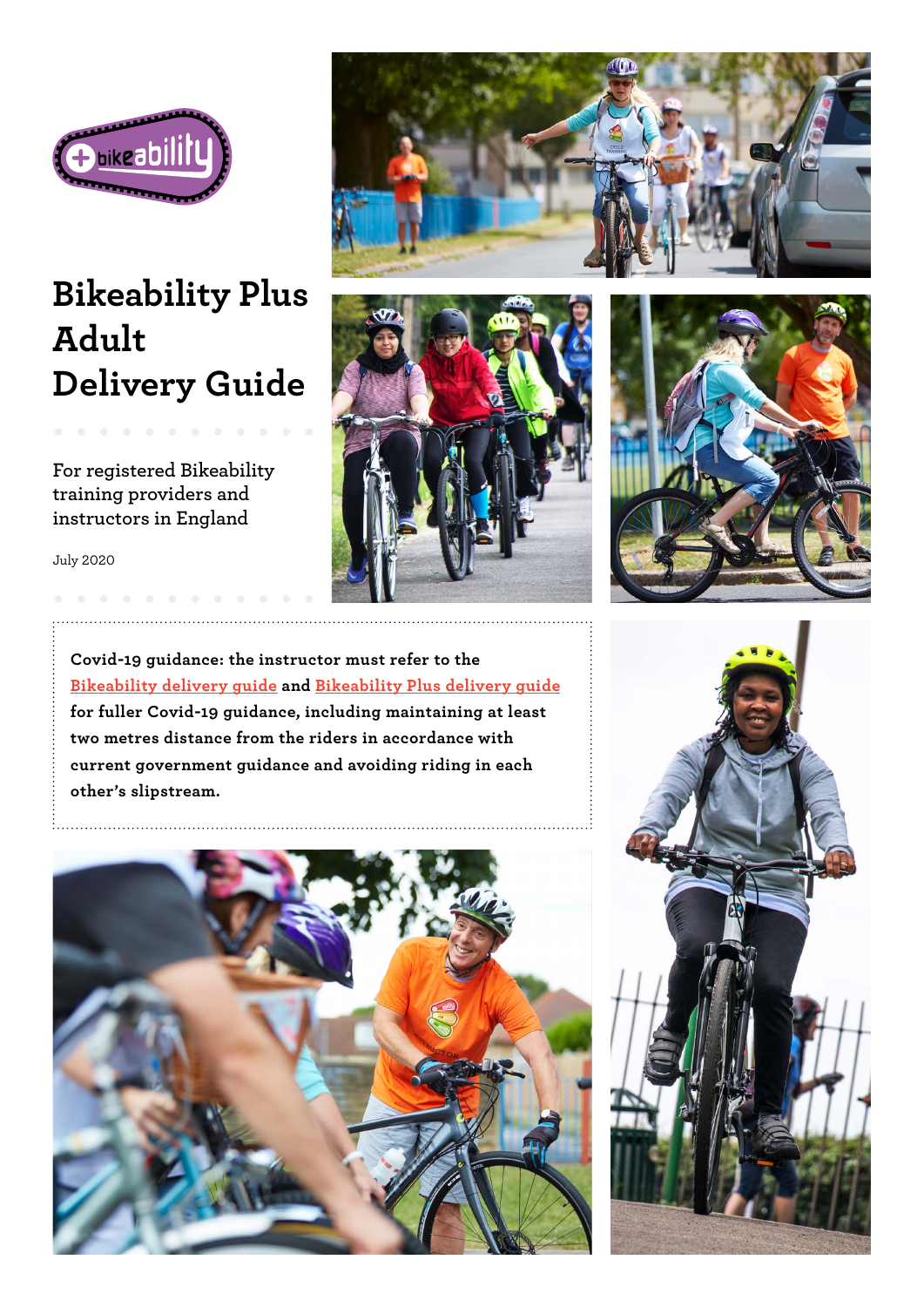# Bikeability Plus Adult Delivery Guide

For registered Bikeability training providers and instructors in England

July 2020

**Covid-19 guidance: the instructor must refer to the Bikeability delivery guide and Bikeability Plus delivery guide for fuller Covid-19 guidance, including maintaining at least two metres distance from the riders in accordance with current government guidance and avoiding riding in each other's slipstream.**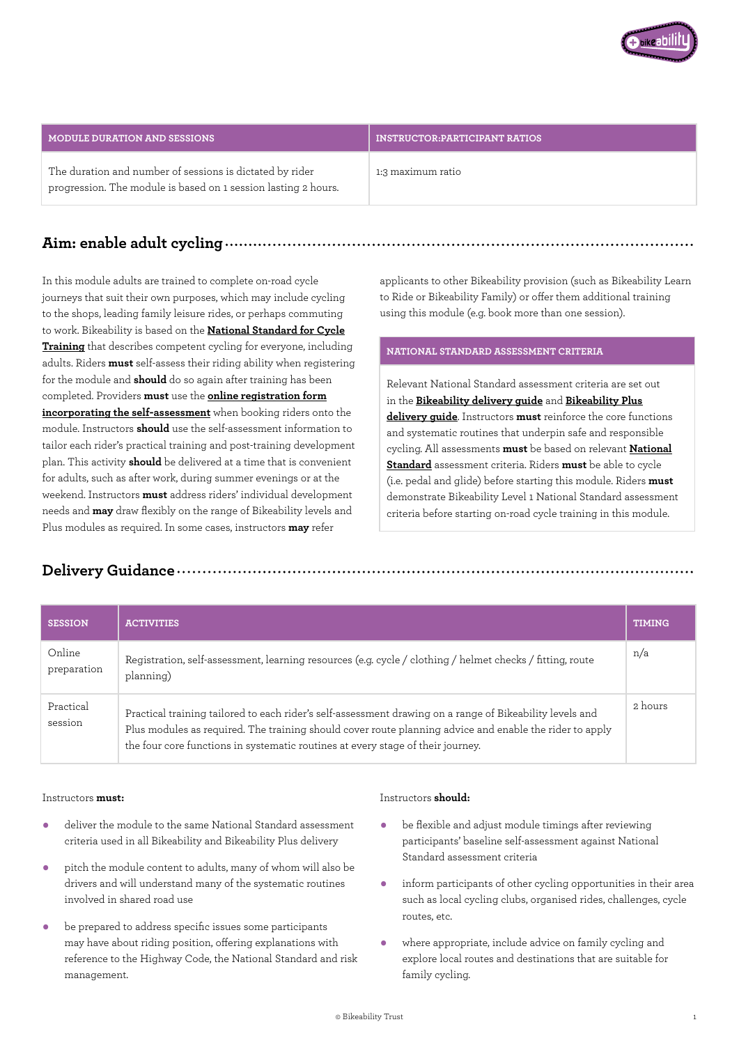| MODULE DURATION AND SESSIONS | INSTRUCTOR:PARTICIPANT RATIOS |
|---|---|
| The duration and number of sessions is dictated by rider progression. The module is based on 1 session lasting 2 hours. | 1:3 maximum ratio |

## Aim: enable adult cycling

In this module adults are trained to complete on-road cycle journeys that suit their own purposes, which may include cycling to the shops, leading family leisure rides, or perhaps commuting to work. Bikeability is based on the **National Standard for Cycle Training** that describes competent cycling for everyone, including adults. Riders **must** self-assess their riding ability when registering for the module and **should** do so again after training has been completed. Providers **must** use the **online registration form incorporating the self-assessment** when booking riders onto the module. Instructors **should** use the self-assessment information to tailor each rider's practical training and post-training development plan. This activity **should** be delivered at a time that is convenient for adults, such as after work, during summer evenings or at the weekend. Instructors **must** address riders' individual development needs and **may** draw flexibly on the range of Bikeability levels and Plus modules as required. In some cases, instructors **may** refer applicants to other Bikeability provision (such as Bikeability Learn to Ride or Bikeability Family) or offer them additional training using this module (e.g. book more than one session).

| NATIONAL STANDARD ASSESSMENT CRITERIA |
|---|
| Relevant National Standard assessment criteria are set out in the **Bikeability delivery guide** and **Bikeability Plus delivery guide**. Instructors **must** reinforce the core functions and systematic routines that underpin safe and responsible cycling. All assessments **must** be based on relevant **National Standard** assessment criteria. Riders **must** be able to cycle (i.e. pedal and glide) before starting this module. Riders **must** demonstrate Bikeability Level 1 National Standard assessment criteria before starting on-road cycle training in this module. |

## Delivery Guidance

| SESSION | ACTIVITIES | TIMING |
|---|---|---|
| Online preparation | Registration, self-assessment, learning resources (e.g. cycle / clothing / helmet checks / fitting, route planning) | n/a |
| Practical session | Practical training tailored to each rider's self-assessment drawing on a range of Bikeability levels and Plus modules as required. The training should cover route planning advice and enable the rider to apply the four core functions in systematic routines at every stage of their journey. | 2 hours |

Instructors **must:**

- deliver the module to the same National Standard assessment criteria used in all Bikeability and Bikeability Plus delivery
- pitch the module content to adults, many of whom will also be drivers and will understand many of the systematic routines involved in shared road use
- be prepared to address specific issues some participants may have about riding position, offering explanations with reference to the Highway Code, the National Standard and risk management.

Instructors **should:**

- be flexible and adjust module timings after reviewing participants' baseline self-assessment against National Standard assessment criteria
- inform participants of other cycling opportunities in their area such as local cycling clubs, organised rides, challenges, cycle routes, etc.
- where appropriate, include advice on family cycling and explore local routes and destinations that are suitable for family cycling.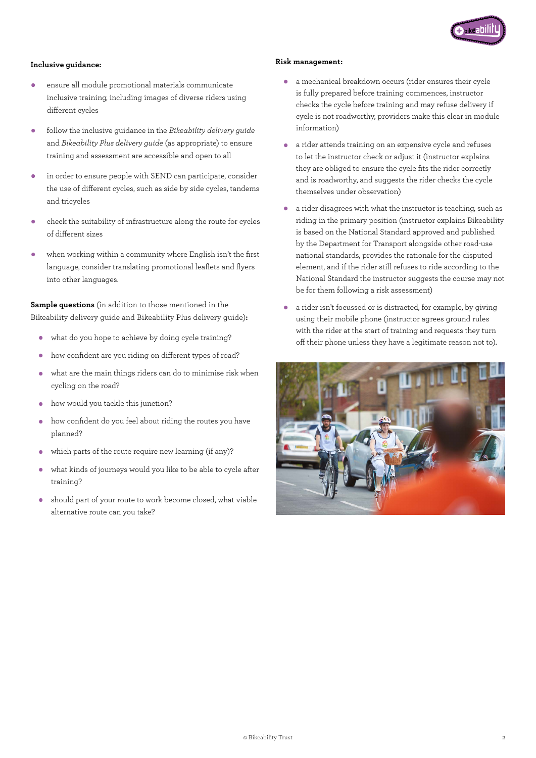**Inclusive guidance:**

- ensure all module promotional materials communicate inclusive training, including images of diverse riders using different cycles
- follow the inclusive guidance in the *Bikeability delivery guide* and *Bikeability Plus delivery guide* (as appropriate) to ensure training and assessment are accessible and open to all
- in order to ensure people with SEND can participate, consider the use of different cycles, such as side by side cycles, tandems and tricycles
- check the suitability of infrastructure along the route for cycles of different sizes
- when working within a community where English isn't the first language, consider translating promotional leaflets and flyers into other languages.

**Sample questions** (in addition to those mentioned in the Bikeability delivery guide and Bikeability Plus delivery guide)**:**

- what do you hope to achieve by doing cycle training?
- how confident are you riding on different types of road?
- what are the main things riders can do to minimise risk when cycling on the road?
- how would you tackle this junction?
- how confident do you feel about riding the routes you have planned?
- which parts of the route require new learning (if any)?
- what kinds of journeys would you like to be able to cycle after training?
- should part of your route to work become closed, what viable alternative route can you take?

**Risk management:**

- a mechanical breakdown occurs (rider ensures their cycle is fully prepared before training commences, instructor checks the cycle before training and may refuse delivery if cycle is not roadworthy, providers make this clear in module information)
- a rider attends training on an expensive cycle and refuses to let the instructor check or adjust it (instructor explains they are obliged to ensure the cycle fits the rider correctly and is roadworthy, and suggests the rider checks the cycle themselves under observation)
- a rider disagrees with what the instructor is teaching, such as riding in the primary position (instructor explains Bikeability is based on the National Standard approved and published by the Department for Transport alongside other road-use national standards, provides the rationale for the disputed element, and if the rider still refuses to ride according to the National Standard the instructor suggests the course may not be for them following a risk assessment)
- a rider isn't focussed or is distracted, for example, by giving using their mobile phone (instructor agrees ground rules with the rider at the start of training and requests they turn off their phone unless they have a legitimate reason not to).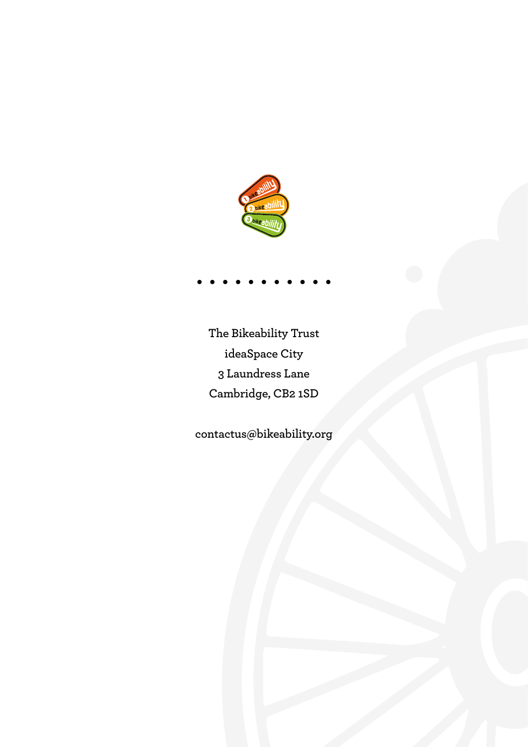The Bikeability Trust
ideaSpace City
3 Laundress Lane
Cambridge, CB2 1SD

contactus@bikeability.org